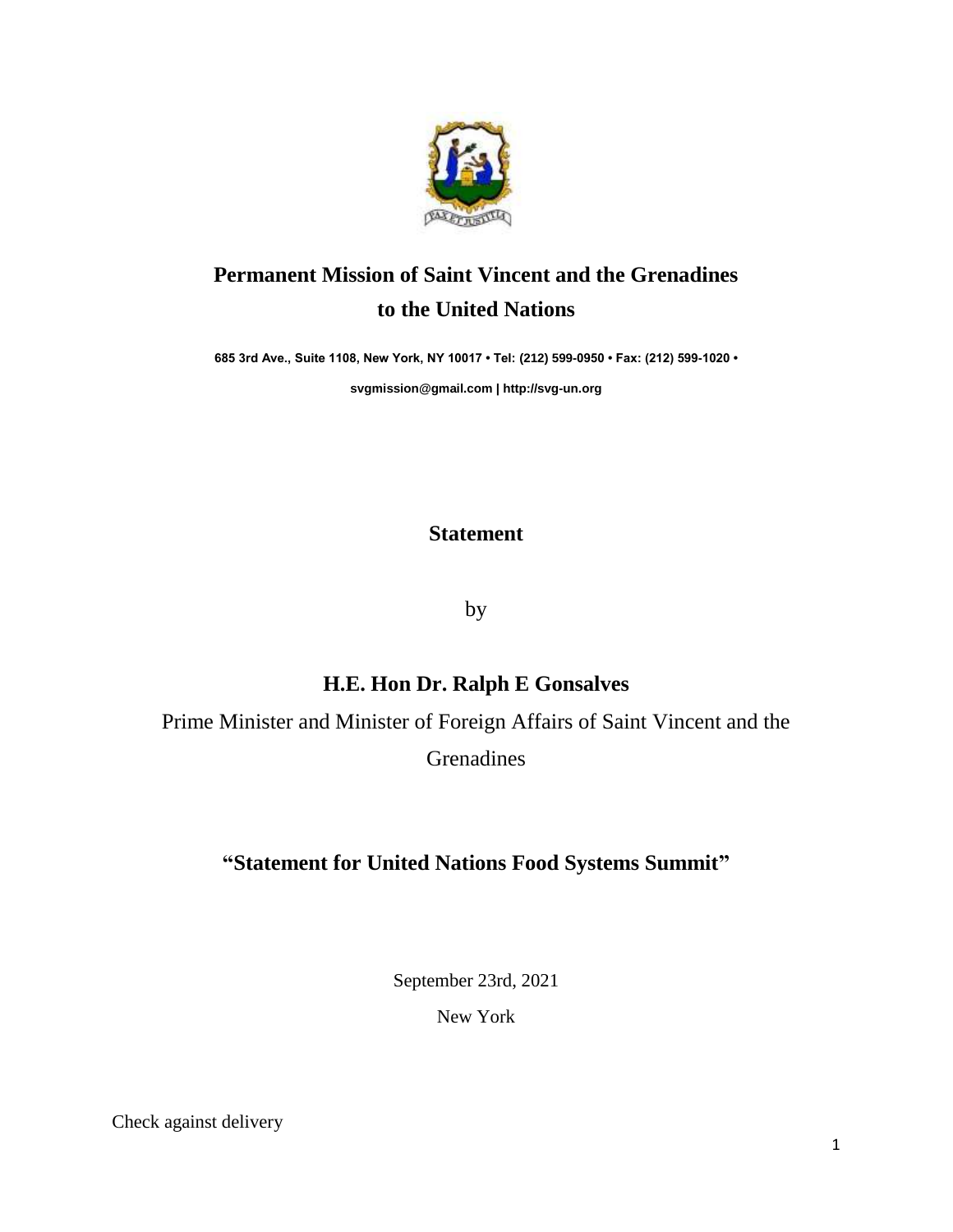# Permanent Mission of Saint Vincent and the Grenadines to the United Nations

**685 3rd Ave., Suite 1108, New York, NY 10017 • Tel: (212) 599-0950 • Fax: (212) 599-1020 •**

**svgmission@gmail.com | http://svg-un.org**

## Statement

by

## H.E. Hon Dr. Ralph E Gonsalves

Prime Minister and Minister of Foreign Affairs of Saint Vincent and the Grenadines

## "Statement for United Nations Food Systems Summit"

September 23rd, 2021

New York

Check against delivery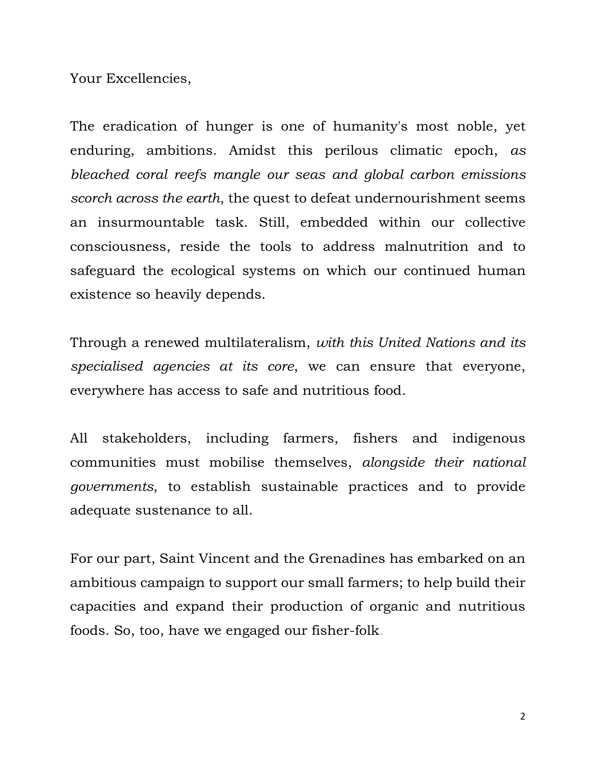Your Excellencies,

The eradication of hunger is one of humanity's most noble, yet enduring, ambitions. Amidst this perilous climatic epoch, *as bleached coral reefs mangle our seas and global carbon emissions scorch across the earth*, the quest to defeat undernourishment seems an insurmountable task. Still, embedded within our collective consciousness, reside the tools to address malnutrition and to safeguard the ecological systems on which our continued human existence so heavily depends.

Through a renewed multilateralism, *with this United Nations and its specialised agencies at its core*, we can ensure that everyone, everywhere has access to safe and nutritious food.

All stakeholders, including farmers, fishers and indigenous communities must mobilise themselves, *alongside their national governments*, to establish sustainable practices and to provide adequate sustenance to all.

For our part, Saint Vincent and the Grenadines has embarked on an ambitious campaign to support our small farmers; to help build their capacities and expand their production of organic and nutritious foods. So, too, have we engaged our fisher-folk.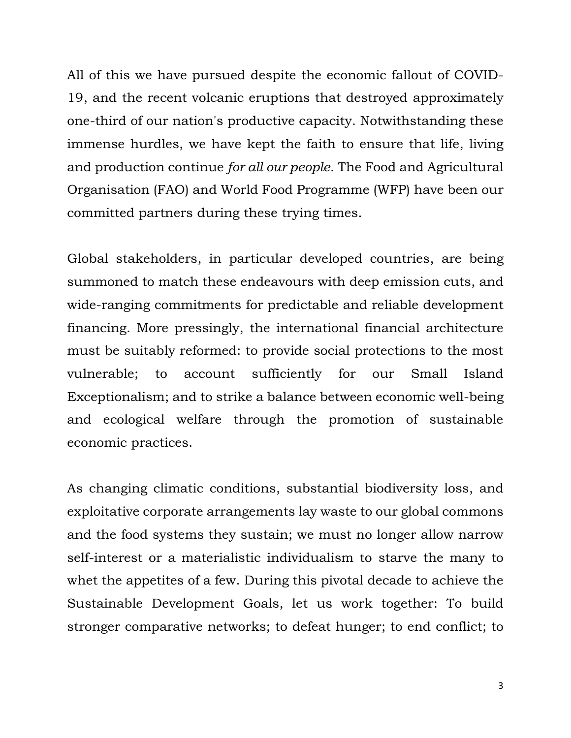All of this we have pursued despite the economic fallout of COVID-19, and the recent volcanic eruptions that destroyed approximately one-third of our nation's productive capacity. Notwithstanding these immense hurdles, we have kept the faith to ensure that life, living and production continue *for all our people*. The Food and Agricultural Organisation (FAO) and World Food Programme (WFP) have been our committed partners during these trying times.

Global stakeholders, in particular developed countries, are being summoned to match these endeavours with deep emission cuts, and wide-ranging commitments for predictable and reliable development financing. More pressingly, the international financial architecture must be suitably reformed: to provide social protections to the most vulnerable; to account sufficiently for our Small Island Exceptionalism; and to strike a balance between economic well-being and ecological welfare through the promotion of sustainable economic practices.

As changing climatic conditions, substantial biodiversity loss, and exploitative corporate arrangements lay waste to our global commons and the food systems they sustain; we must no longer allow narrow self-interest or a materialistic individualism to starve the many to whet the appetites of a few. During this pivotal decade to achieve the Sustainable Development Goals, let us work together: To build stronger comparative networks; to defeat hunger; to end conflict; to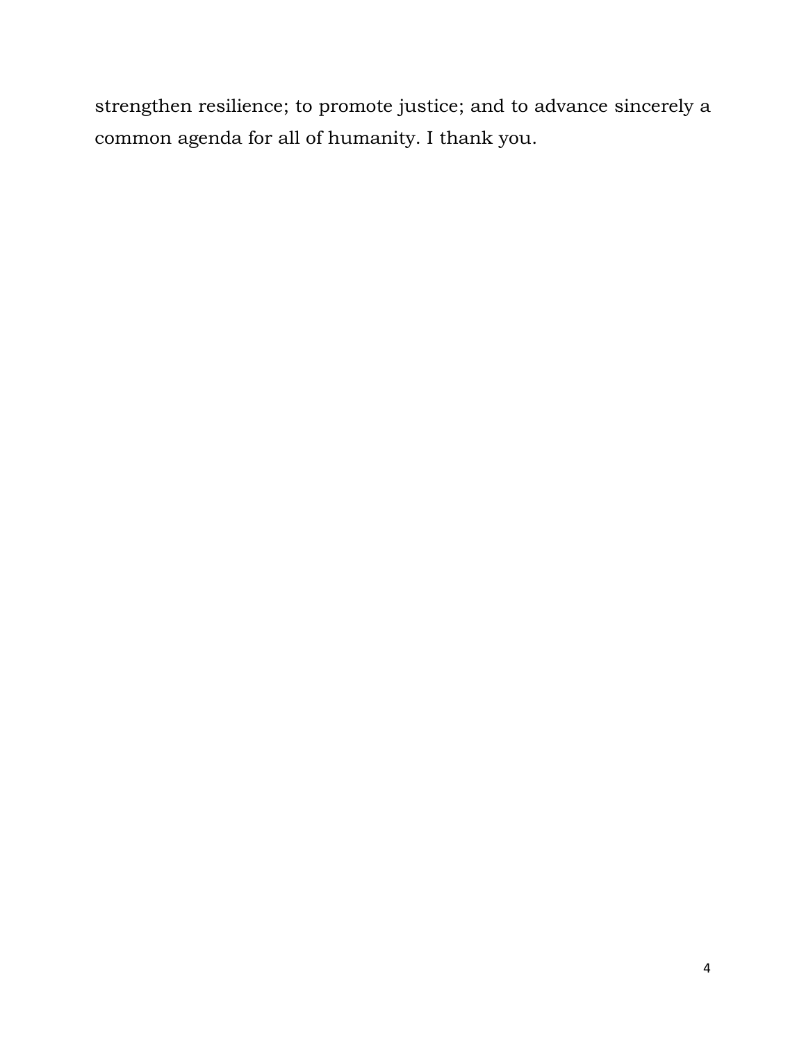strengthen resilience; to promote justice; and to advance sincerely a common agenda for all of humanity. I thank you.